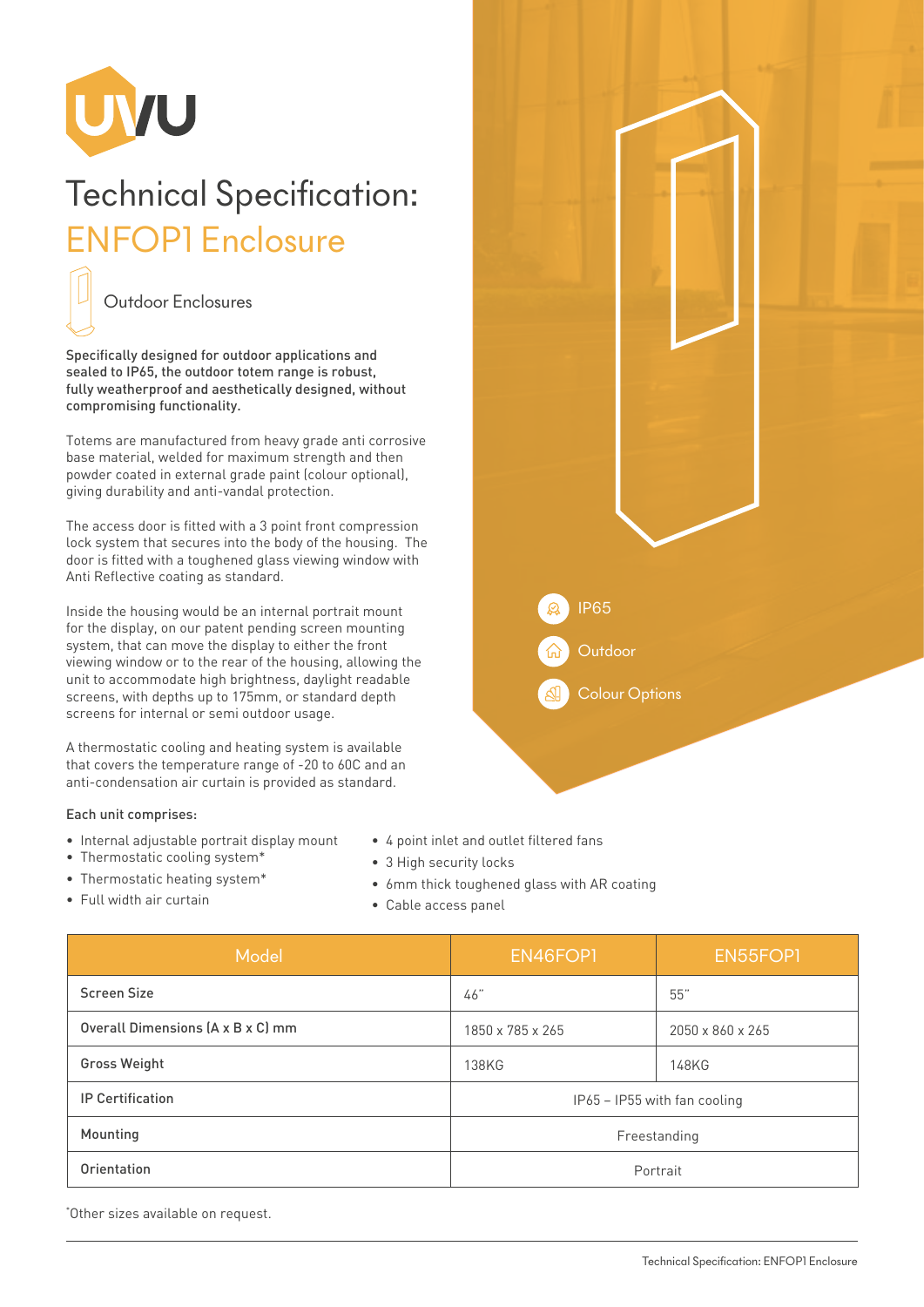# Technical Specification:

## ENFOP1 Enclosure

Outdoor Enclosures

**Specifically designed for outdoor applications and sealed to IP65, the outdoor totem range is robust, fully weatherproof and aesthetically designed, without compromising functionality.**

Totems are manufactured from heavy grade anti corrosive base material, welded for maximum strength and then powder coated in external grade paint (colour optional), giving durability and anti-vandal protection.

The access door is fitted with a 3 point front compression lock system that secures into the body of the housing. The door is fitted with a toughened glass viewing window with Anti Reflective coating as standard.

Inside the housing would be an internal portrait mount for the display, on our patent pending screen mounting system, that can move the display to either the front viewing window or to the rear of the housing, allowing the unit to accommodate high brightness, daylight readable screens, with depths up to 175mm, or standard depth screens for internal or semi outdoor usage.

A thermostatic cooling and heating system is available that covers the temperature range of -20 to 60C and an anti-condensation air curtain is provided as standard.

- IP65
- Outdoor
- Colour Options

Each unit comprises:

- Internal adjustable portrait display mount
- Thermostatic cooling system*
- Thermostatic heating system*
- Full width air curtain
- 4 point inlet and outlet filtered fans
- 3 High security locks
- 6mm thick toughened glass with AR coating
- Cable access panel

| Model | EN46FOP1 | EN55FOP1 |
| --- | --- | --- |
| Screen Size | 46" | 55" |
| Overall Dimensions (A x B x C) mm | 1850 x 785 x 265 | 2050 x 860 x 265 |
| Gross Weight | 138KG | 148KG |
| IP Certification | IP65 – IP55 with fan cooling | |
| Mounting | Freestanding | |
| Orientation | Portrait | |

*Other sizes available on request.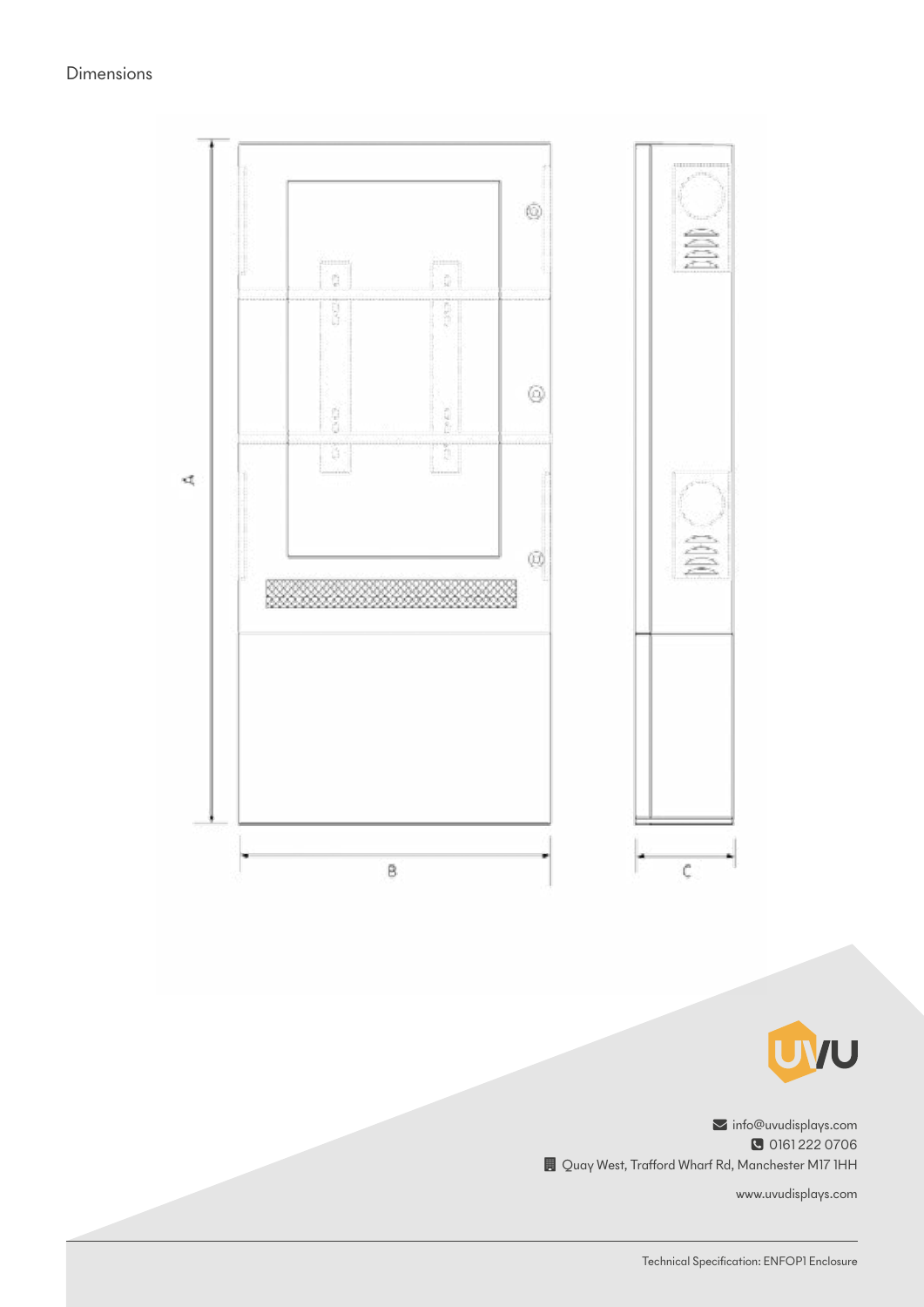Dimensions

A

B

C

info@uvudisplays.com

0161 222 0706

Quay West, Trafford Wharf Rd, Manchester M17 1HH

www.uvudisplays.com